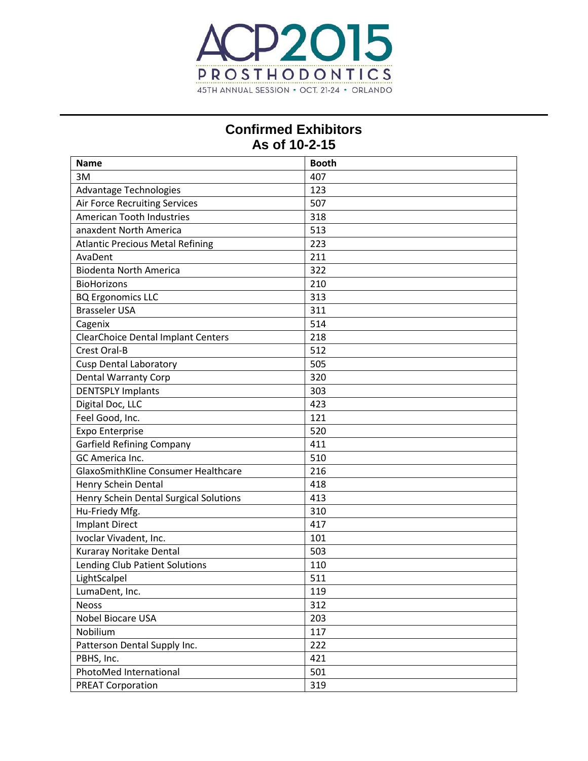ACP2015 PROSTHODONTICS
45TH ANNUAL SESSION • OCT. 21-24 • ORLANDO

# Confirmed Exhibitors
## As of 10-2-15

| Name | Booth |
|---|---|
| 3M | 407 |
| Advantage Technologies | 123 |
| Air Force Recruiting Services | 507 |
| American Tooth Industries | 318 |
| anaxdent North America | 513 |
| Atlantic Precious Metal Refining | 223 |
| AvaDent | 211 |
| Biodenta North America | 322 |
| BioHorizons | 210 |
| BQ Ergonomics LLC | 313 |
| Brasseler USA | 311 |
| Cagenix | 514 |
| ClearChoice Dental Implant Centers | 218 |
| Crest Oral-B | 512 |
| Cusp Dental Laboratory | 505 |
| Dental Warranty Corp | 320 |
| DENTSPLY Implants | 303 |
| Digital Doc, LLC | 423 |
| Feel Good, Inc. | 121 |
| Expo Enterprise | 520 |
| Garfield Refining Company | 411 |
| GC America Inc. | 510 |
| GlaxoSmithKline Consumer Healthcare | 216 |
| Henry Schein Dental | 418 |
| Henry Schein Dental Surgical Solutions | 413 |
| Hu-Friedy Mfg. | 310 |
| Implant Direct | 417 |
| Ivoclar Vivadent, Inc. | 101 |
| Kuraray Noritake Dental | 503 |
| Lending Club Patient Solutions | 110 |
| LightScalpel | 511 |
| LumaDent, Inc. | 119 |
| Neoss | 312 |
| Nobel Biocare USA | 203 |
| Nobilium | 117 |
| Patterson Dental Supply Inc. | 222 |
| PBHS, Inc. | 421 |
| PhotoMed International | 501 |
| PREAT Corporation | 319 |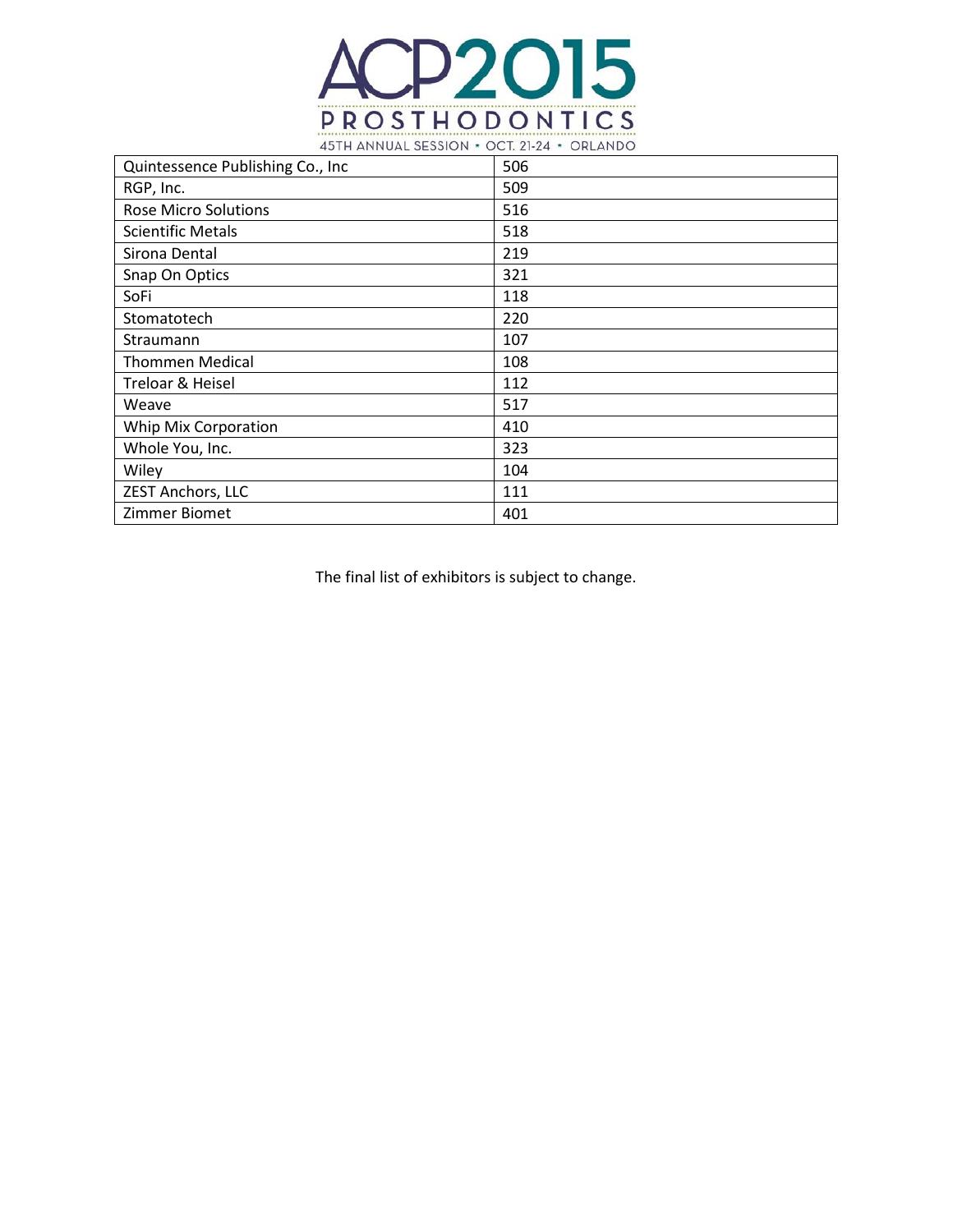| | |
|---|---|
| Quintessence Publishing Co., Inc | 506 |
| RGP, Inc. | 509 |
| Rose Micro Solutions | 516 |
| Scientific Metals | 518 |
| Sirona Dental | 219 |
| Snap On Optics | 321 |
| SoFi | 118 |
| Stomatotech | 220 |
| Straumann | 107 |
| Thommen Medical | 108 |
| Treloar & Heisel | 112 |
| Weave | 517 |
| Whip Mix Corporation | 410 |
| Whole You, Inc. | 323 |
| Wiley | 104 |
| ZEST Anchors, LLC | 111 |
| Zimmer Biomet | 401 |

The final list of exhibitors is subject to change.